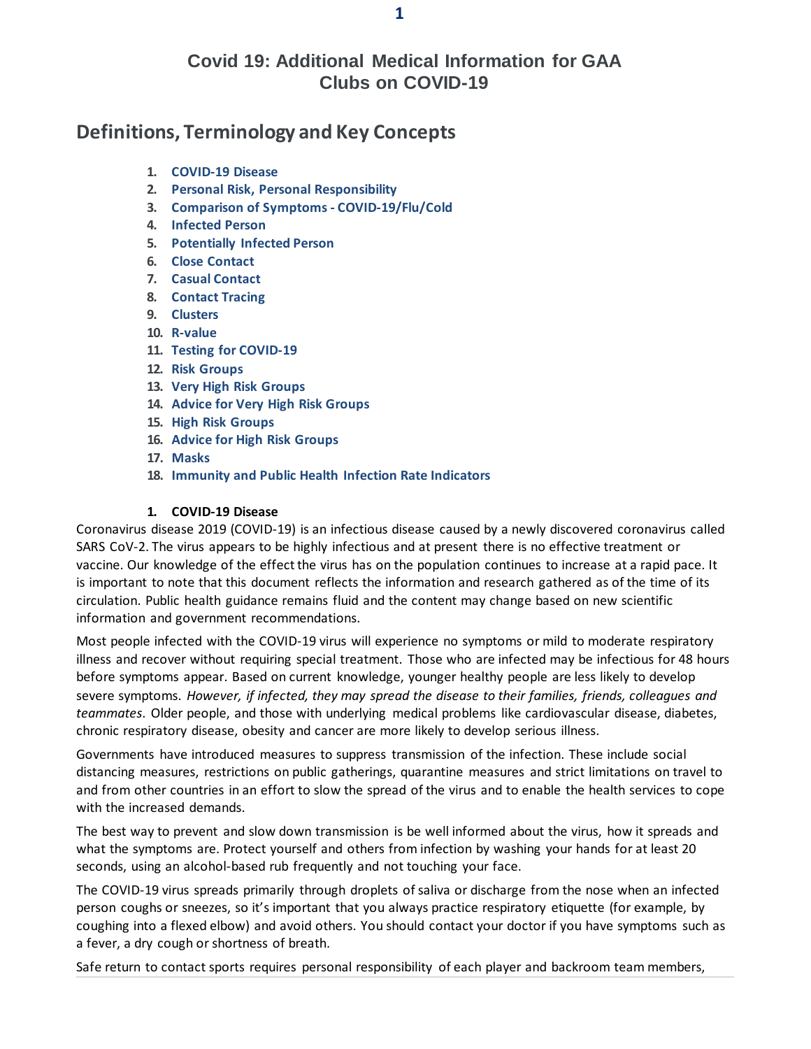# Covid 19: Additional Medical Information for GAA Clubs on COVID-19

## Definitions, Terminology and Key Concepts

1. **COVID-19 Disease**
2. **Personal Risk, Personal Responsibility**
3. **Comparison of Symptoms - COVID-19/Flu/Cold**
4. **Infected Person**
5. **Potentially Infected Person**
6. **Close Contact**
7. **Casual Contact**
8. **Contact Tracing**
9. **Clusters**
10. **R-value**
11. **Testing for COVID-19**
12. **Risk Groups**
13. **Very High Risk Groups**
14. **Advice for Very High Risk Groups**
15. **High Risk Groups**
16. **Advice for High Risk Groups**
17. **Masks**
18. **Immunity and Public Health Infection Rate Indicators**

### 1. COVID-19 Disease

Coronavirus disease 2019 (COVID-19) is an infectious disease caused by a newly discovered coronavirus called SARS CoV-2. The virus appears to be highly infectious and at present there is no effective treatment or vaccine. Our knowledge of the effect the virus has on the population continues to increase at a rapid pace. It is important to note that this document reflects the information and research gathered as of the time of its circulation. Public health guidance remains fluid and the content may change based on new scientific information and government recommendations.

Most people infected with the COVID-19 virus will experience no symptoms or mild to moderate respiratory illness and recover without requiring special treatment. Those who are infected may be infectious for 48 hours before symptoms appear. Based on current knowledge, younger healthy people are less likely to develop severe symptoms. *However, if infected, they may spread the disease to their families, friends, colleagues and teammates*. Older people, and those with underlying medical problems like cardiovascular disease, diabetes, chronic respiratory disease, obesity and cancer are more likely to develop serious illness.

Governments have introduced measures to suppress transmission of the infection. These include social distancing measures, restrictions on public gatherings, quarantine measures and strict limitations on travel to and from other countries in an effort to slow the spread of the virus and to enable the health services to cope with the increased demands.

The best way to prevent and slow down transmission is be well informed about the virus, how it spreads and what the symptoms are. Protect yourself and others from infection by washing your hands for at least 20 seconds, using an alcohol-based rub frequently and not touching your face.

The COVID-19 virus spreads primarily through droplets of saliva or discharge from the nose when an infected person coughs or sneezes, so it's important that you always practice respiratory etiquette (for example, by coughing into a flexed elbow) and avoid others. You should contact your doctor if you have symptoms such as a fever, a dry cough or shortness of breath.

Safe return to contact sports requires personal responsibility of each player and backroom team members,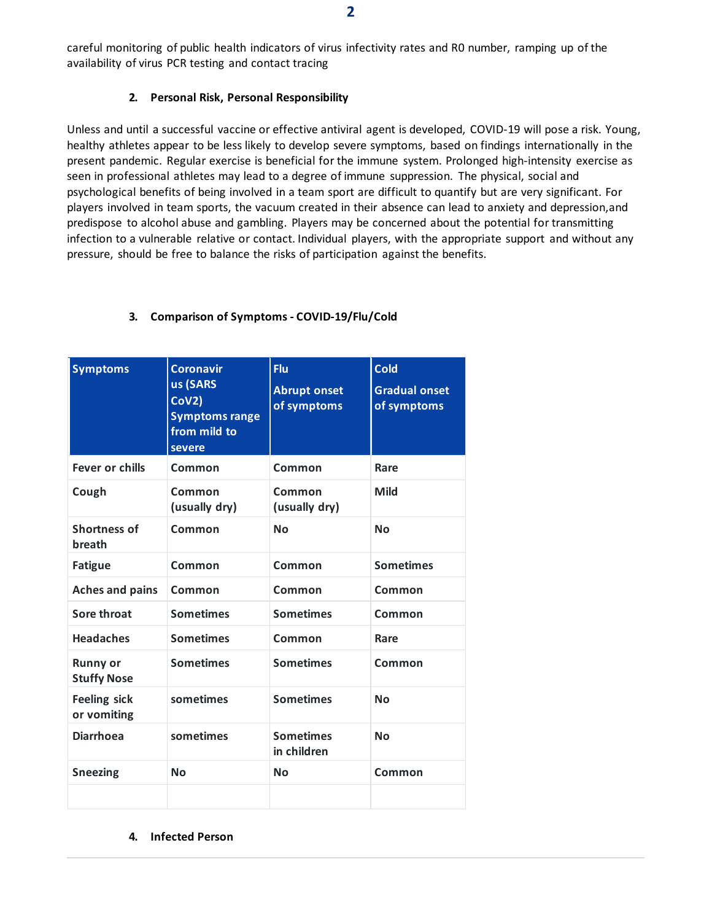careful monitoring of public health indicators of virus infectivity rates and R0 number, ramping up of the availability of virus PCR testing and contact tracing

## 2. Personal Risk, Personal Responsibility

Unless and until a successful vaccine or effective antiviral agent is developed, COVID-19 will pose a risk. Young, healthy athletes appear to be less likely to develop severe symptoms, based on findings internationally in the present pandemic. Regular exercise is beneficial for the immune system. Prolonged high-intensity exercise as seen in professional athletes may lead to a degree of immune suppression. The physical, social and psychological benefits of being involved in a team sport are difficult to quantify but are very significant. For players involved in team sports, the vacuum created in their absence can lead to anxiety and depression,and predispose to alcohol abuse and gambling. Players may be concerned about the potential for transmitting infection to a vulnerable relative or contact. Individual players, with the appropriate support and without any pressure, should be free to balance the risks of participation against the benefits.

## 3. Comparison of Symptoms - COVID-19/Flu/Cold

| Symptoms | Coronavirus (SARS CoV2) Symptoms range from mild to severe | Flu Abrupt onset of symptoms | Cold Gradual onset of symptoms |
|---|---|---|---|
| Fever or chills | Common | Common | Rare |
| Cough | Common (usually dry) | Common (usually dry) | Mild |
| Shortness of breath | Common | No | No |
| Fatigue | Common | Common | Sometimes |
| Aches and pains | Common | Common | Common |
| Sore throat | Sometimes | Sometimes | Common |
| Headaches | Sometimes | Common | Rare |
| Runny or Stuffy Nose | Sometimes | Sometimes | Common |
| Feeling sick or vomiting | sometimes | Sometimes | No |
| Diarrhoea | sometimes | Sometimes in children | No |
| Sneezing | No | No | Common |
| | | | |

## 4. Infected Person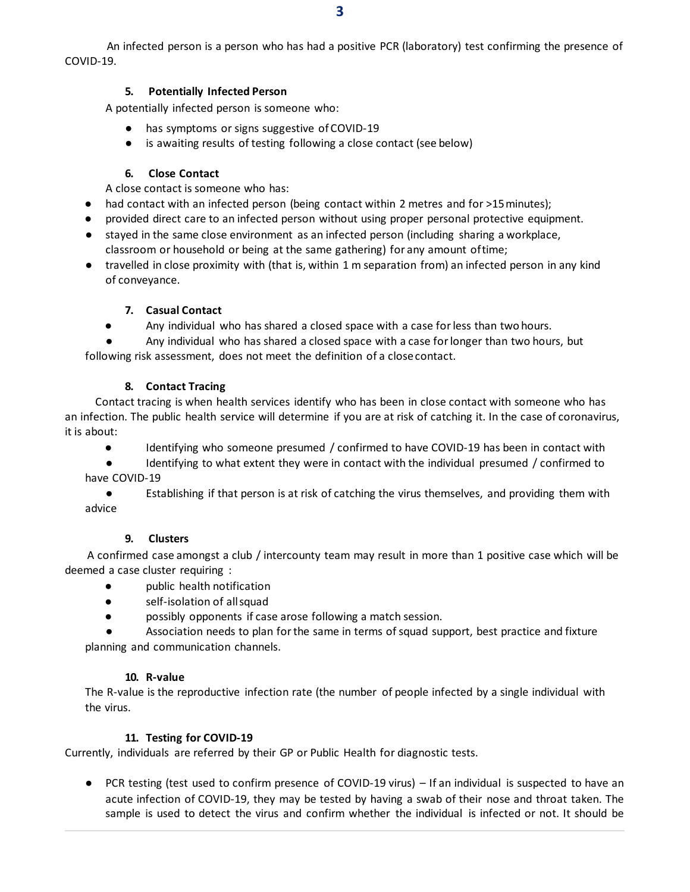An infected person is a person who has had a positive PCR (laboratory) test confirming the presence of COVID-19.

### 5. Potentially Infected Person

A potentially infected person is someone who:

- has symptoms or signs suggestive of COVID-19
- is awaiting results of testing following a close contact (see below)

### 6. Close Contact

A close contact is someone who has:

- had contact with an infected person (being contact within 2 metres and for >15 minutes);
- provided direct care to an infected person without using proper personal protective equipment.
- stayed in the same close environment as an infected person (including sharing a workplace, classroom or household or being at the same gathering) for any amount of time;
- travelled in close proximity with (that is, within 1 m separation from) an infected person in any kind of conveyance.

### 7. Casual Contact

- Any individual who has shared a closed space with a case for less than two hours.
- Any individual who has shared a closed space with a case for longer than two hours, but following risk assessment, does not meet the definition of a close contact.

### 8. Contact Tracing

Contact tracing is when health services identify who has been in close contact with someone who has an infection. The public health service will determine if you are at risk of catching it. In the case of coronavirus, it is about:

- Identifying who someone presumed / confirmed to have COVID-19 has been in contact with
- Identifying to what extent they were in contact with the individual presumed / confirmed to have COVID-19
- Establishing if that person is at risk of catching the virus themselves, and providing them with advice

### 9. Clusters

A confirmed case amongst a club / intercounty team may result in more than 1 positive case which will be deemed a case cluster requiring :

- public health notification
- self-isolation of all squad
- possibly opponents if case arose following a match session.
- Association needs to plan for the same in terms of squad support, best practice and fixture planning and communication channels.

### 10. R-value

The R-value is the reproductive infection rate (the number of people infected by a single individual with the virus.

### 11. Testing for COVID-19

Currently, individuals are referred by their GP or Public Health for diagnostic tests.

- PCR testing (test used to confirm presence of COVID-19 virus) – If an individual is suspected to have an acute infection of COVID-19, they may be tested by having a swab of their nose and throat taken. The sample is used to detect the virus and confirm whether the individual is infected or not. It should be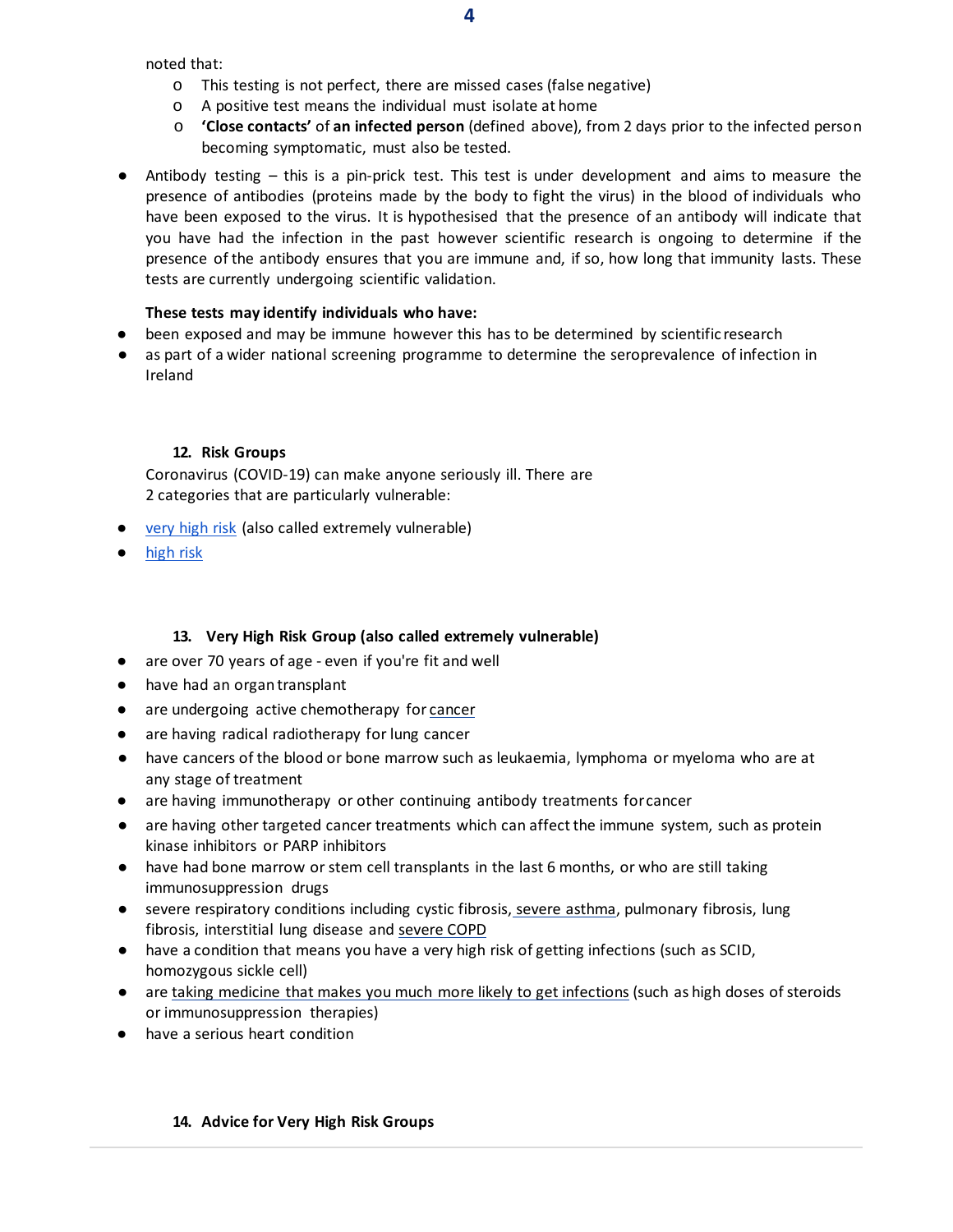noted that:
- This testing is not perfect, there are missed cases (false negative)
- A positive test means the individual must isolate at home
- **'Close contacts'** of **an infected person** (defined above), from 2 days prior to the infected person becoming symptomatic, must also be tested.

- Antibody testing – this is a pin-prick test. This test is under development and aims to measure the presence of antibodies (proteins made by the body to fight the virus) in the blood of individuals who have been exposed to the virus. It is hypothesised that the presence of an antibody will indicate that you have had the infection in the past however scientific research is ongoing to determine if the presence of the antibody ensures that you are immune and, if so, how long that immunity lasts. These tests are currently undergoing scientific validation.

**These tests may identify individuals who have:**
- been exposed and may be immune however this has to be determined by scientific research
- as part of a wider national screening programme to determine the seroprevalence of infection in Ireland

## 12. Risk Groups

Coronavirus (COVID-19) can make anyone seriously ill. There are 2 categories that are particularly vulnerable:

- very high risk (also called extremely vulnerable)
- high risk

## 13. Very High Risk Group (also called extremely vulnerable)

- are over 70 years of age - even if you're fit and well
- have had an organ transplant
- are undergoing active chemotherapy for cancer
- are having radical radiotherapy for lung cancer
- have cancers of the blood or bone marrow such as leukaemia, lymphoma or myeloma who are at any stage of treatment
- are having immunotherapy or other continuing antibody treatments for cancer
- are having other targeted cancer treatments which can affect the immune system, such as protein kinase inhibitors or PARP inhibitors
- have had bone marrow or stem cell transplants in the last 6 months, or who are still taking immunosuppression drugs
- severe respiratory conditions including cystic fibrosis, severe asthma, pulmonary fibrosis, lung fibrosis, interstitial lung disease and severe COPD
- have a condition that means you have a very high risk of getting infections (such as SCID, homozygous sickle cell)
- are taking medicine that makes you much more likely to get infections (such as high doses of steroids or immunosuppression therapies)
- have a serious heart condition

## 14. Advice for Very High Risk Groups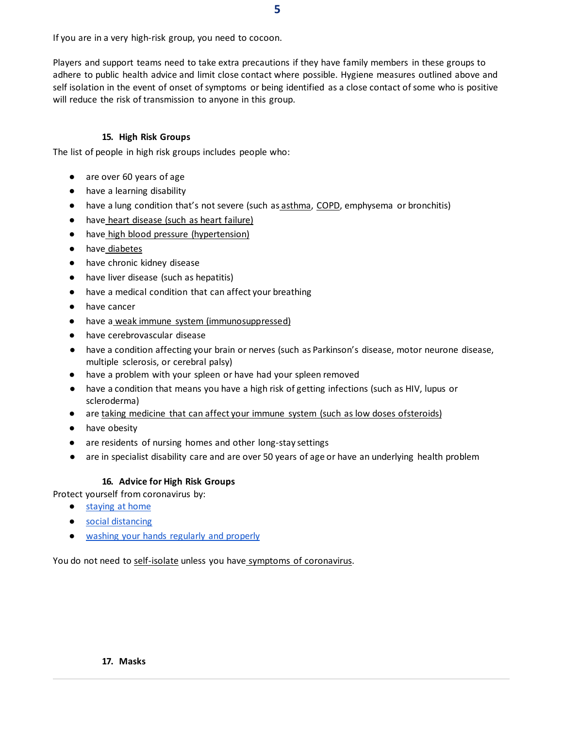If you are in a very high-risk group, you need to cocoon.

Players and support teams need to take extra precautions if they have family members in these groups to adhere to public health advice and limit close contact where possible. Hygiene measures outlined above and self isolation in the event of onset of symptoms or being identified as a close contact of some who is positive will reduce the risk of transmission to anyone in this group.

### 15. High Risk Groups

The list of people in high risk groups includes people who:

- are over 60 years of age
- have a learning disability
- have a lung condition that's not severe (such as asthma, COPD, emphysema or bronchitis)
- have heart disease (such as heart failure)
- have high blood pressure (hypertension)
- have diabetes
- have chronic kidney disease
- have liver disease (such as hepatitis)
- have a medical condition that can affect your breathing
- have cancer
- have a weak immune system (immunosuppressed)
- have cerebrovascular disease
- have a condition affecting your brain or nerves (such as Parkinson's disease, motor neurone disease, multiple sclerosis, or cerebral palsy)
- have a problem with your spleen or have had your spleen removed
- have a condition that means you have a high risk of getting infections (such as HIV, lupus or scleroderma)
- are taking medicine that can affect your immune system (such as low doses ofsteroids)
- have obesity
- are residents of nursing homes and other long-stay settings
- are in specialist disability care and are over 50 years of age or have an underlying health problem

### 16. Advice for High Risk Groups

Protect yourself from coronavirus by:

- staying at home
- social distancing
- washing your hands regularly and properly

You do not need to self-isolate unless you have symptoms of coronavirus.

### 17. Masks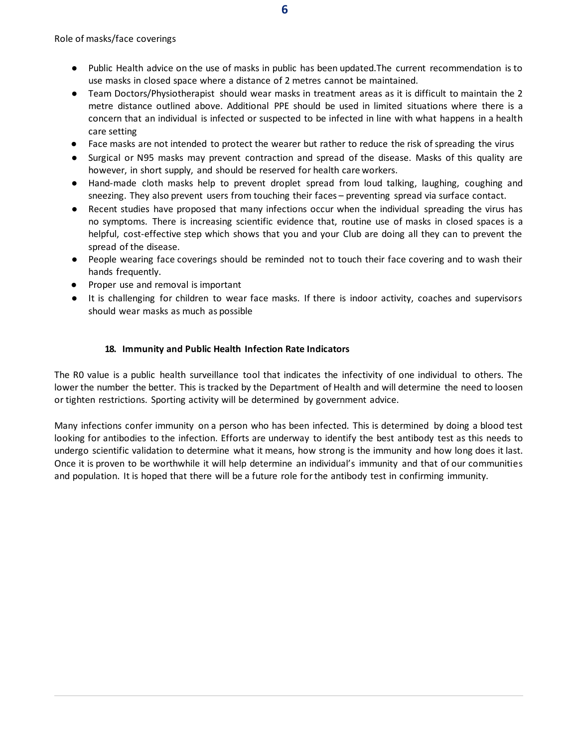Role of masks/face coverings

- Public Health advice on the use of masks in public has been updated.The current recommendation is to use masks in closed space where a distance of 2 metres cannot be maintained.
- Team Doctors/Physiotherapist should wear masks in treatment areas as it is difficult to maintain the 2 metre distance outlined above. Additional PPE should be used in limited situations where there is a concern that an individual is infected or suspected to be infected in line with what happens in a health care setting
- Face masks are not intended to protect the wearer but rather to reduce the risk of spreading the virus
- Surgical or N95 masks may prevent contraction and spread of the disease. Masks of this quality are however, in short supply, and should be reserved for health care workers.
- Hand-made cloth masks help to prevent droplet spread from loud talking, laughing, coughing and sneezing. They also prevent users from touching their faces – preventing spread via surface contact.
- Recent studies have proposed that many infections occur when the individual spreading the virus has no symptoms. There is increasing scientific evidence that, routine use of masks in closed spaces is a helpful, cost-effective step which shows that you and your Club are doing all they can to prevent the spread of the disease.
- People wearing face coverings should be reminded not to touch their face covering and to wash their hands frequently.
- Proper use and removal is important
- It is challenging for children to wear face masks. If there is indoor activity, coaches and supervisors should wear masks as much as possible

## 18. Immunity and Public Health Infection Rate Indicators

The R0 value is a public health surveillance tool that indicates the infectivity of one individual to others. The lower the number the better. This is tracked by the Department of Health and will determine the need to loosen or tighten restrictions. Sporting activity will be determined by government advice.

Many infections confer immunity on a person who has been infected. This is determined by doing a blood test looking for antibodies to the infection. Efforts are underway to identify the best antibody test as this needs to undergo scientific validation to determine what it means, how strong is the immunity and how long does it last. Once it is proven to be worthwhile it will help determine an individual's immunity and that of our communities and population. It is hoped that there will be a future role for the antibody test in confirming immunity.